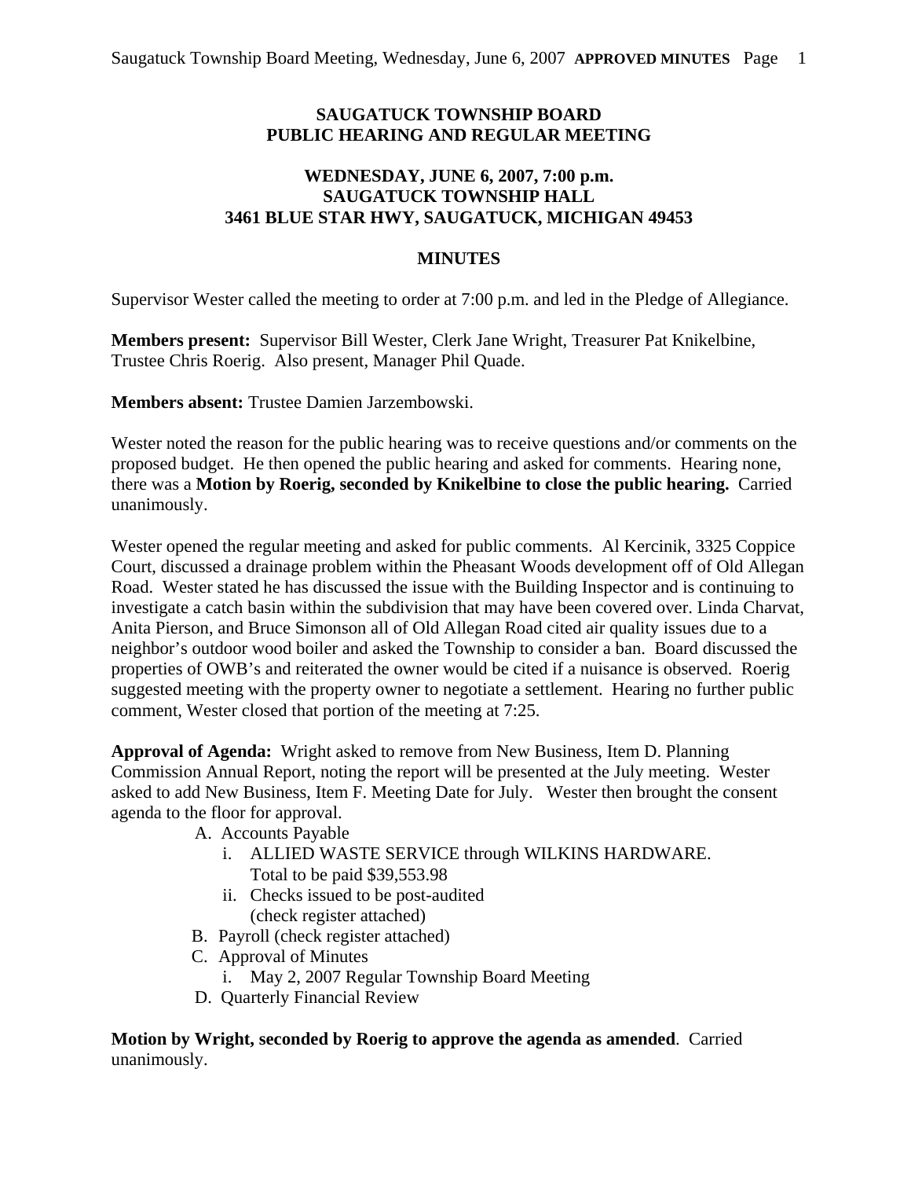# SAUGATUCK TOWNSHIP BOARD
# PUBLIC HEARING AND REGULAR MEETING

## WEDNESDAY, JUNE 6, 2007, 7:00 p.m.
## SAUGATUCK TOWNSHIP HALL
## 3461 BLUE STAR HWY, SAUGATUCK, MICHIGAN 49453

## MINUTES

Supervisor Wester called the meeting to order at 7:00 p.m. and led in the Pledge of Allegiance.

**Members present:** Supervisor Bill Wester, Clerk Jane Wright, Treasurer Pat Knikelbine, Trustee Chris Roerig. Also present, Manager Phil Quade.

**Members absent:** Trustee Damien Jarzembowski.

Wester noted the reason for the public hearing was to receive questions and/or comments on the proposed budget. He then opened the public hearing and asked for comments. Hearing none, there was a **Motion by Roerig, seconded by Knikelbine to close the public hearing.** Carried unanimously.

Wester opened the regular meeting and asked for public comments. Al Kercinik, 3325 Coppice Court, discussed a drainage problem within the Pheasant Woods development off of Old Allegan Road. Wester stated he has discussed the issue with the Building Inspector and is continuing to investigate a catch basin within the subdivision that may have been covered over. Linda Charvat, Anita Pierson, and Bruce Simonson all of Old Allegan Road cited air quality issues due to a neighbor's outdoor wood boiler and asked the Township to consider a ban. Board discussed the properties of OWB's and reiterated the owner would be cited if a nuisance is observed. Roerig suggested meeting with the property owner to negotiate a settlement. Hearing no further public comment, Wester closed that portion of the meeting at 7:25.

**Approval of Agenda:** Wright asked to remove from New Business, Item D. Planning Commission Annual Report, noting the report will be presented at the July meeting. Wester asked to add New Business, Item F. Meeting Date for July. Wester then brought the consent agenda to the floor for approval.

- A. Accounts Payable
  - i. ALLIED WASTE SERVICE through WILKINS HARDWARE. Total to be paid $39,553.98
  - ii. Checks issued to be post-audited (check register attached)
- B. Payroll (check register attached)
- C. Approval of Minutes
  - i. May 2, 2007 Regular Township Board Meeting
- D. Quarterly Financial Review

**Motion by Wright, seconded by Roerig to approve the agenda as amended**. Carried unanimously.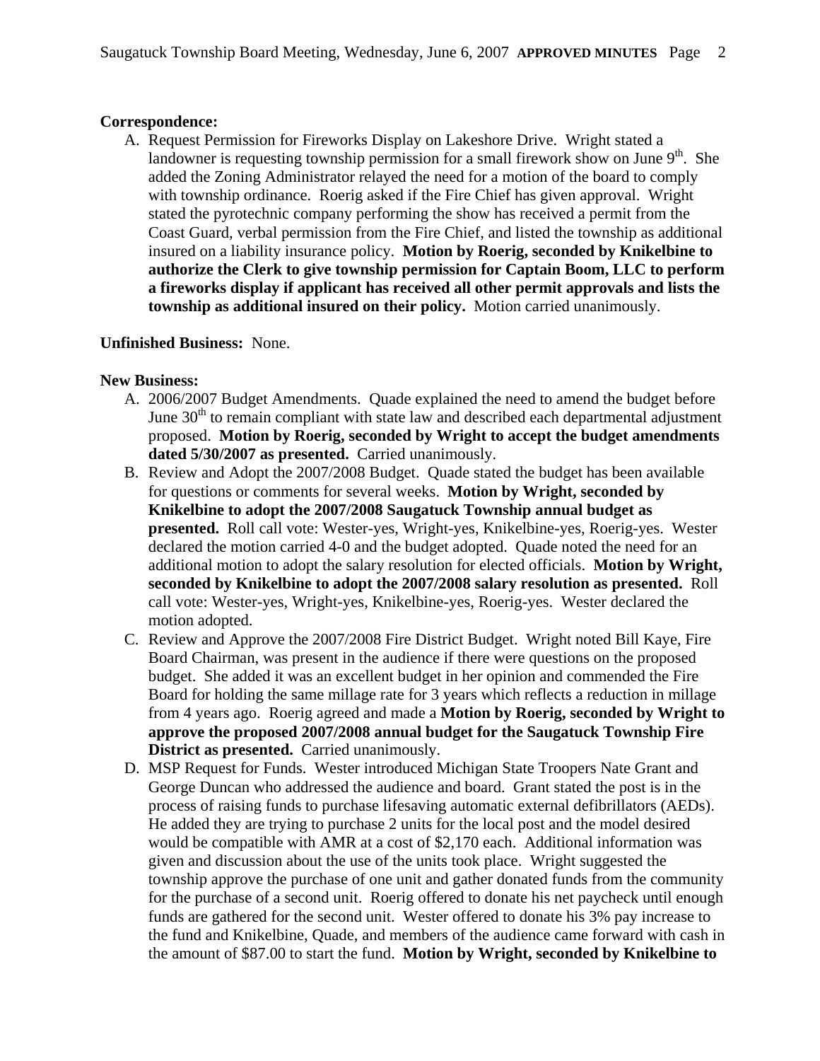**Correspondence:**

A. Request Permission for Fireworks Display on Lakeshore Drive. Wright stated a landowner is requesting township permission for a small firework show on June 9th. She added the Zoning Administrator relayed the need for a motion of the board to comply with township ordinance. Roerig asked if the Fire Chief has given approval. Wright stated the pyrotechnic company performing the show has received a permit from the Coast Guard, verbal permission from the Fire Chief, and listed the township as additional insured on a liability insurance policy. **Motion by Roerig, seconded by Knikelbine to authorize the Clerk to give township permission for Captain Boom, LLC to perform a fireworks display if applicant has received all other permit approvals and lists the township as additional insured on their policy.** Motion carried unanimously.

**Unfinished Business:** None.

**New Business:**

A. 2006/2007 Budget Amendments. Quade explained the need to amend the budget before June 30th to remain compliant with state law and described each departmental adjustment proposed. **Motion by Roerig, seconded by Wright to accept the budget amendments dated 5/30/2007 as presented.** Carried unanimously.

B. Review and Adopt the 2007/2008 Budget. Quade stated the budget has been available for questions or comments for several weeks. **Motion by Wright, seconded by Knikelbine to adopt the 2007/2008 Saugatuck Township annual budget as presented.** Roll call vote: Wester-yes, Wright-yes, Knikelbine-yes, Roerig-yes. Wester declared the motion carried 4-0 and the budget adopted. Quade noted the need for an additional motion to adopt the salary resolution for elected officials. **Motion by Wright, seconded by Knikelbine to adopt the 2007/2008 salary resolution as presented.** Roll call vote: Wester-yes, Wright-yes, Knikelbine-yes, Roerig-yes. Wester declared the motion adopted.

C. Review and Approve the 2007/2008 Fire District Budget. Wright noted Bill Kaye, Fire Board Chairman, was present in the audience if there were questions on the proposed budget. She added it was an excellent budget in her opinion and commended the Fire Board for holding the same millage rate for 3 years which reflects a reduction in millage from 4 years ago. Roerig agreed and made a **Motion by Roerig, seconded by Wright to approve the proposed 2007/2008 annual budget for the Saugatuck Township Fire District as presented.** Carried unanimously.

D. MSP Request for Funds. Wester introduced Michigan State Troopers Nate Grant and George Duncan who addressed the audience and board. Grant stated the post is in the process of raising funds to purchase lifesaving automatic external defibrillators (AEDs). He added they are trying to purchase 2 units for the local post and the model desired would be compatible with AMR at a cost of $2,170 each. Additional information was given and discussion about the use of the units took place. Wright suggested the township approve the purchase of one unit and gather donated funds from the community for the purchase of a second unit. Roerig offered to donate his net paycheck until enough funds are gathered for the second unit. Wester offered to donate his 3% pay increase to the fund and Knikelbine, Quade, and members of the audience came forward with cash in the amount of $87.00 to start the fund. **Motion by Wright, seconded by Knikelbine to**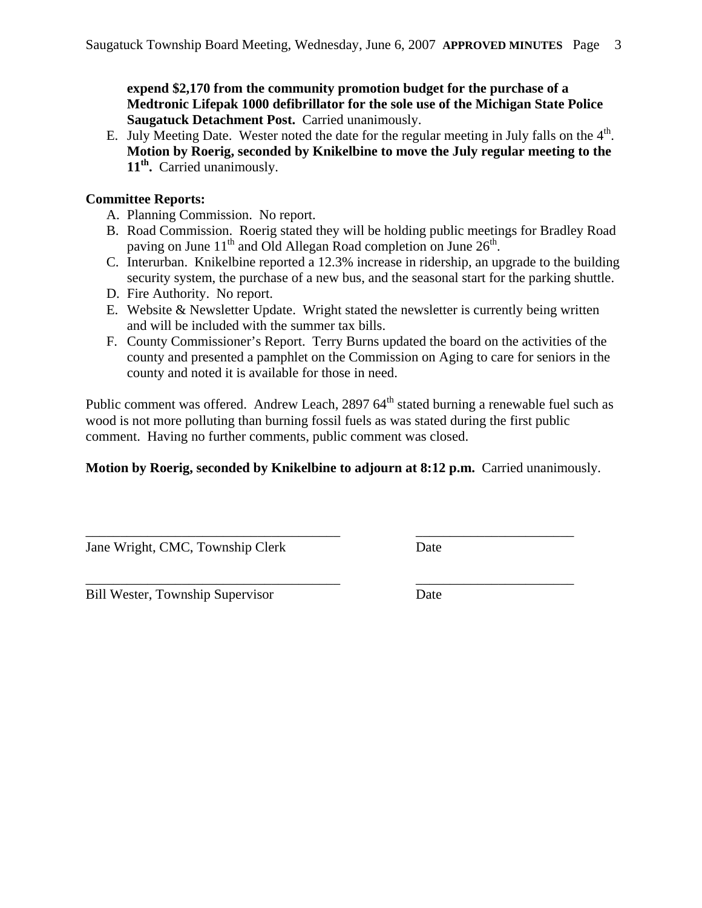**expend $2,170 from the community promotion budget for the purchase of a Medtronic Lifepak 1000 defibrillator for the sole use of the Michigan State Police Saugatuck Detachment Post.** Carried unanimously.

E. July Meeting Date. Wester noted the date for the regular meeting in July falls on the 4th. **Motion by Roerig, seconded by Knikelbine to move the July regular meeting to the 11th.** Carried unanimously.

**Committee Reports:**

A. Planning Commission. No report.
B. Road Commission. Roerig stated they will be holding public meetings for Bradley Road paving on June 11th and Old Allegan Road completion on June 26th.
C. Interurban. Knikelbine reported a 12.3% increase in ridership, an upgrade to the building security system, the purchase of a new bus, and the seasonal start for the parking shuttle.
D. Fire Authority. No report.
E. Website & Newsletter Update. Wright stated the newsletter is currently being written and will be included with the summer tax bills.
F. County Commissioner's Report. Terry Burns updated the board on the activities of the county and presented a pamphlet on the Commission on Aging to care for seniors in the county and noted it is available for those in need.

Public comment was offered. Andrew Leach, 2897 64th stated burning a renewable fuel such as wood is not more polluting than burning fossil fuels as was stated during the first public comment. Having no further comments, public comment was closed.

**Motion by Roerig, seconded by Knikelbine to adjourn at 8:12 p.m.** Carried unanimously.

_____________________________________ _______________________

Jane Wright, CMC, Township Clerk Date

_____________________________________ _______________________

Bill Wester, Township Supervisor Date